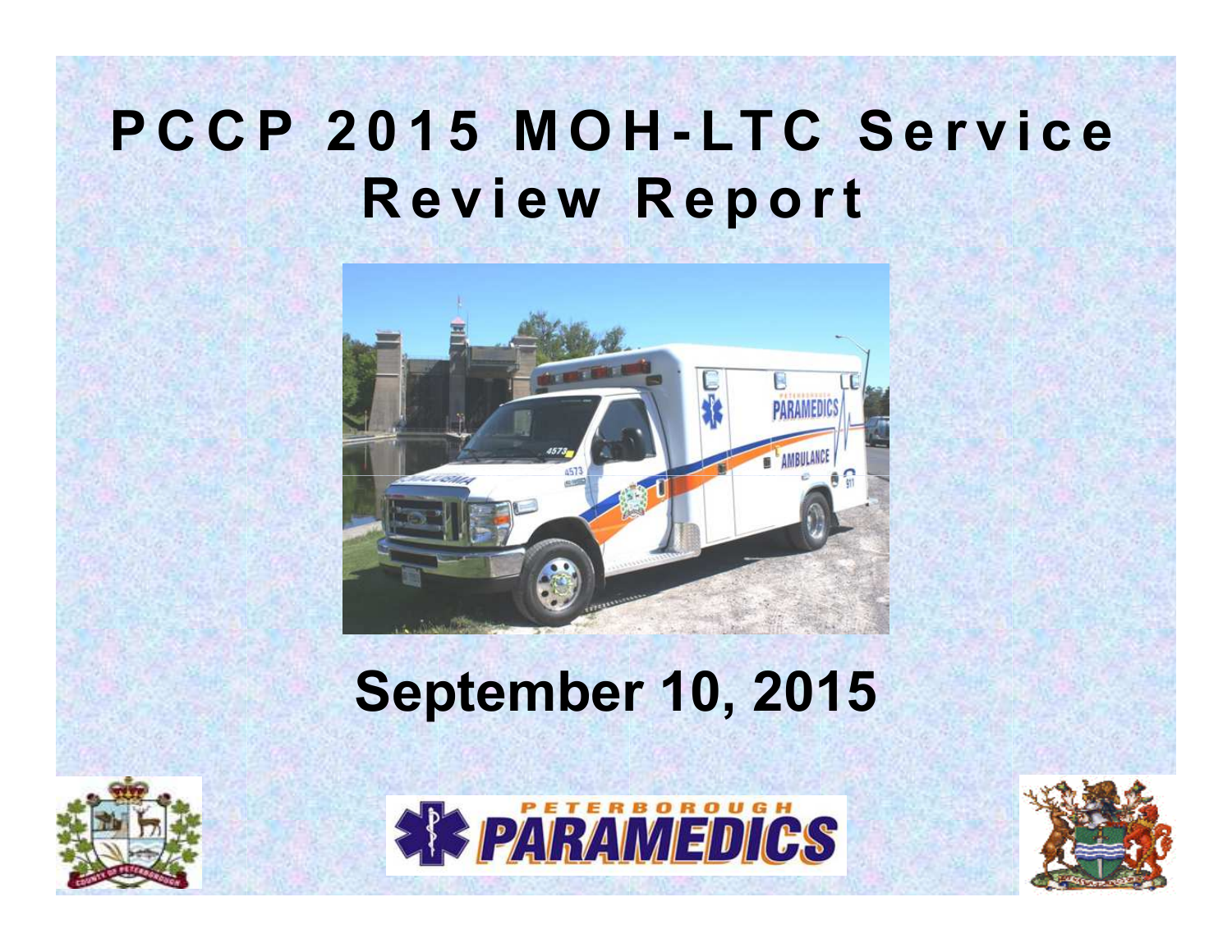# PCCP 2015 MOH-LTC Service Review Report

## September 10, 2015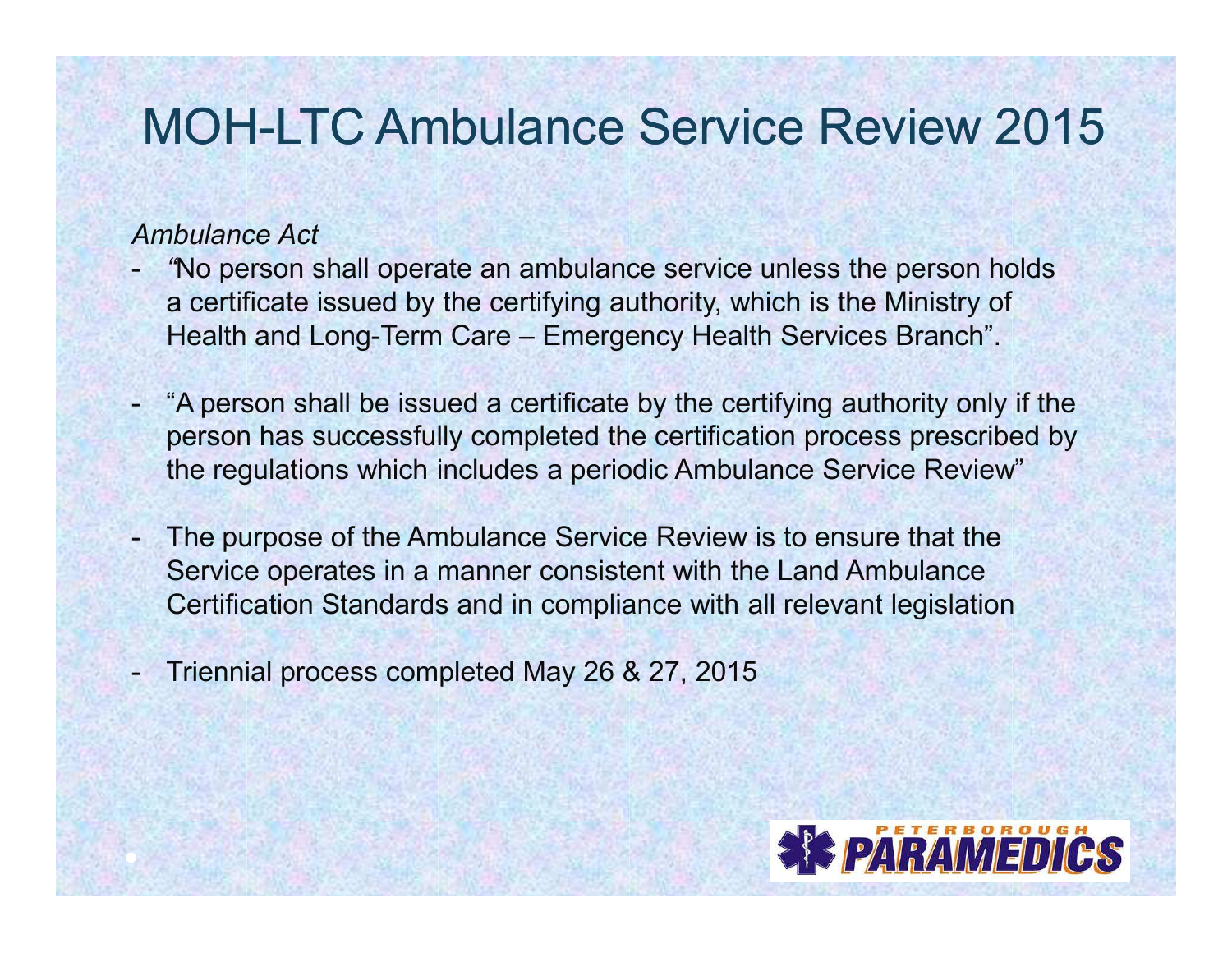# MOH-LTC Ambulance Service Review 2015

*Ambulance Act*

- "No person shall operate an ambulance service unless the person holds a certificate issued by the certifying authority, which is the Ministry of Health and Long-Term Care – Emergency Health Services Branch".

- "A person shall be issued a certificate by the certifying authority only if the person has successfully completed the certification process prescribed by the regulations which includes a periodic Ambulance Service Review"

- The purpose of the Ambulance Service Review is to ensure that the Service operates in a manner consistent with the Land Ambulance Certification Standards and in compliance with all relevant legislation

- Triennial process completed May 26 & 27, 2015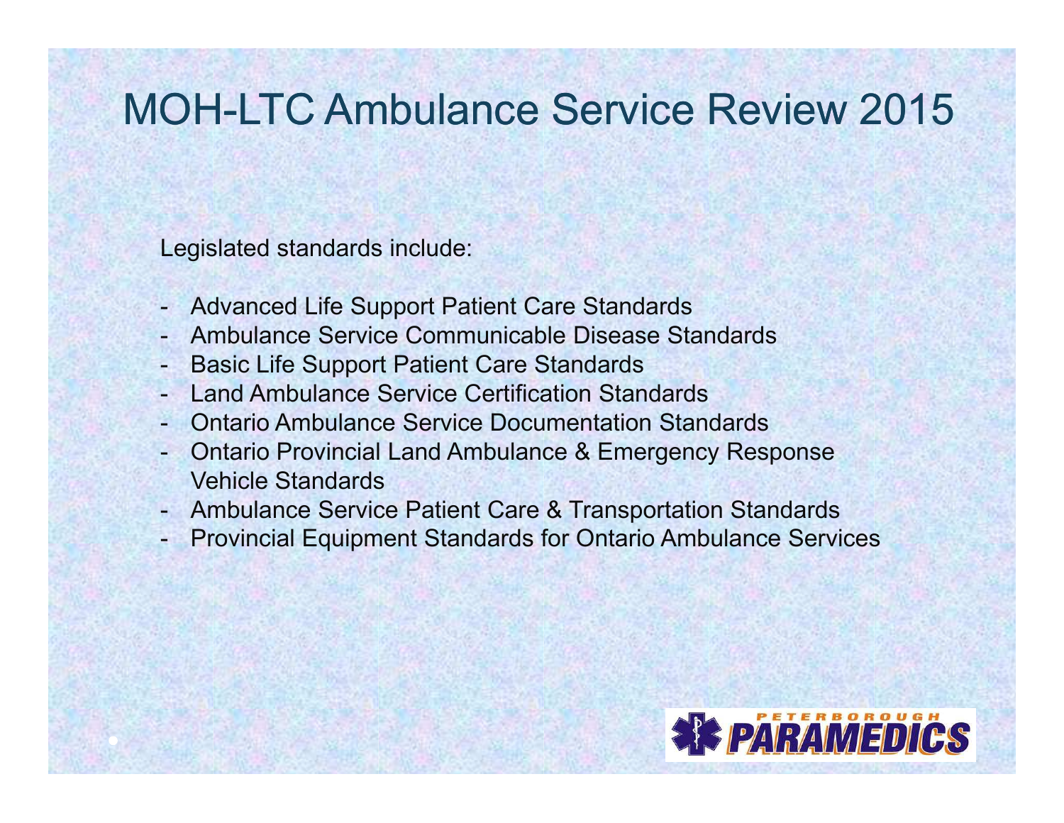# MOH-LTC Ambulance Service Review 2015

Legislated standards include:

- Advanced Life Support Patient Care Standards
- Ambulance Service Communicable Disease Standards
- Basic Life Support Patient Care Standards
- Land Ambulance Service Certification Standards
- Ontario Ambulance Service Documentation Standards
- Ontario Provincial Land Ambulance & Emergency Response Vehicle Standards
- Ambulance Service Patient Care & Transportation Standards
- Provincial Equipment Standards for Ontario Ambulance Services

PETERBOROUGH PARAMEDICS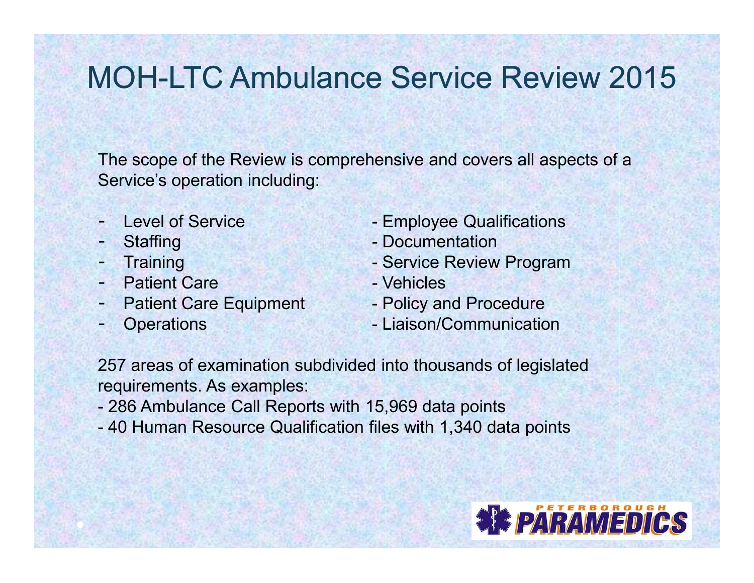# MOH-LTC Ambulance Service Review 2015

The scope of the Review is comprehensive and covers all aspects of a Service's operation including:

- Level of Service
- Staffing
- Training
- Patient Care
- Patient Care Equipment
- Operations
- Employee Qualifications
- Documentation
- Service Review Program
- Vehicles
- Policy and Procedure
- Liaison/Communication

257 areas of examination subdivided into thousands of legislated requirements. As examples:

- 286 Ambulance Call Reports with 15,969 data points
- 40 Human Resource Qualification files with 1,340 data points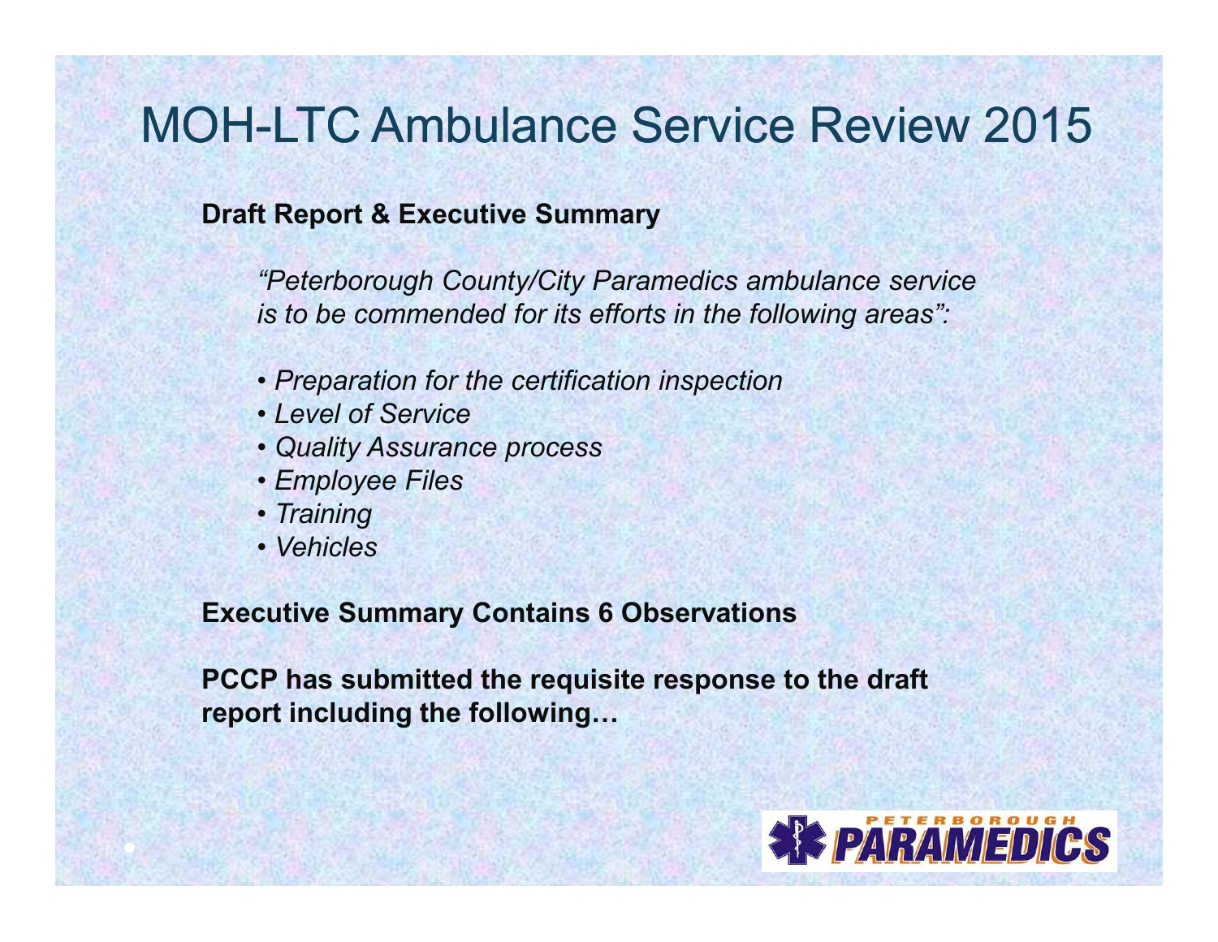# MOH-LTC Ambulance Service Review 2015

**Draft Report & Executive Summary**

*"Peterborough County/City Paramedics ambulance service is to be commended for its efforts in the following areas":*

- *Preparation for the certification inspection*
- *Level of Service*
- *Quality Assurance process*
- *Employee Files*
- *Training*
- *Vehicles*

**Executive Summary Contains 6 Observations**

**PCCP has submitted the requisite response to the draft report including the following…**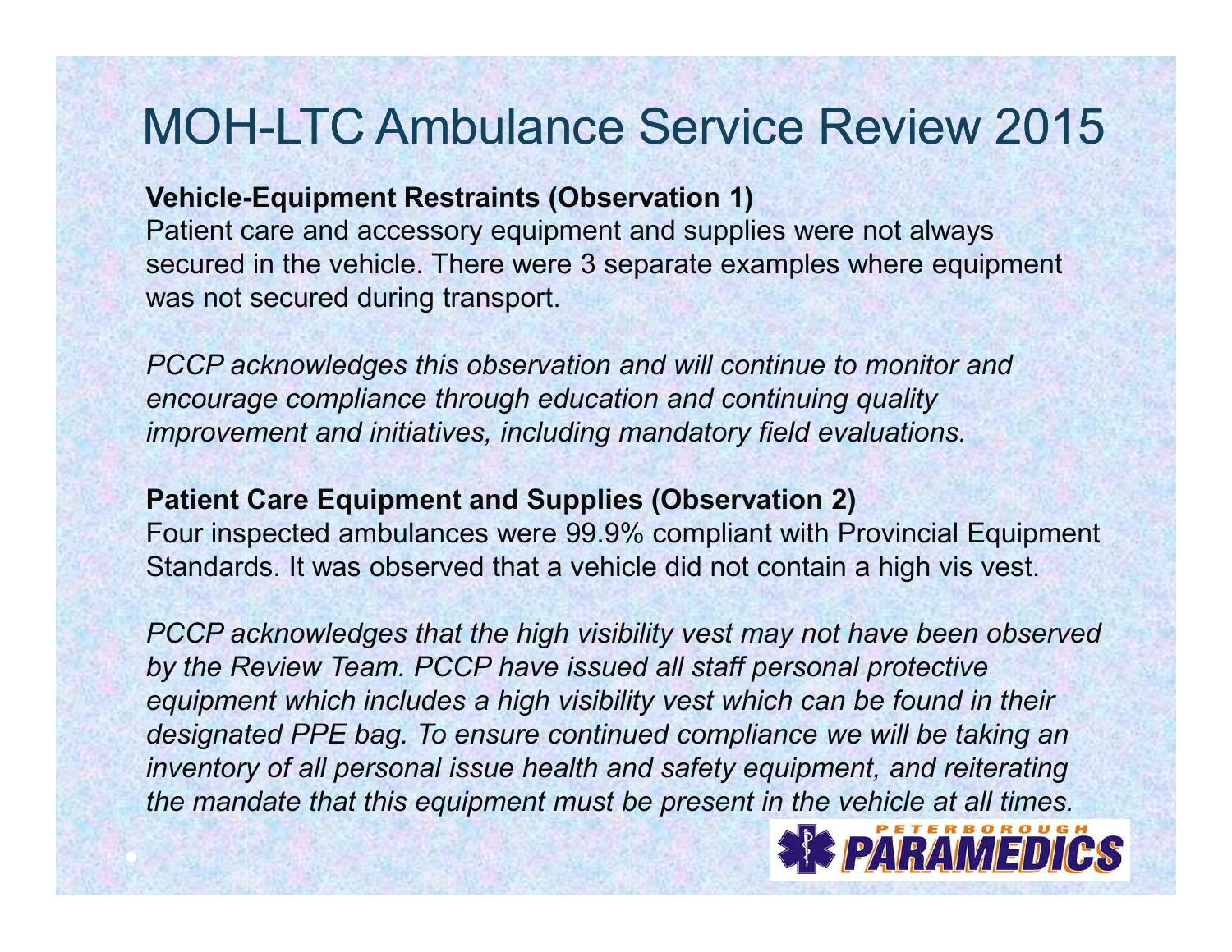# MOH-LTC Ambulance Service Review 2015

**Vehicle-Equipment Restraints (Observation 1)**
Patient care and accessory equipment and supplies were not always secured in the vehicle. There were 3 separate examples where equipment was not secured during transport.

*PCCP acknowledges this observation and will continue to monitor and encourage compliance through education and continuing quality improvement and initiatives, including mandatory field evaluations.*

**Patient Care Equipment and Supplies (Observation 2)**
Four inspected ambulances were 99.9% compliant with Provincial Equipment Standards. It was observed that a vehicle did not contain a high vis vest.

*PCCP acknowledges that the high visibility vest may not have been observed by the Review Team. PCCP have issued all staff personal protective equipment which includes a high visibility vest which can be found in their designated PPE bag. To ensure continued compliance we will be taking an inventory of all personal issue health and safety equipment, and reiterating the mandate that this equipment must be present in the vehicle at all times.*

PETERBOROUGH PARAMEDICS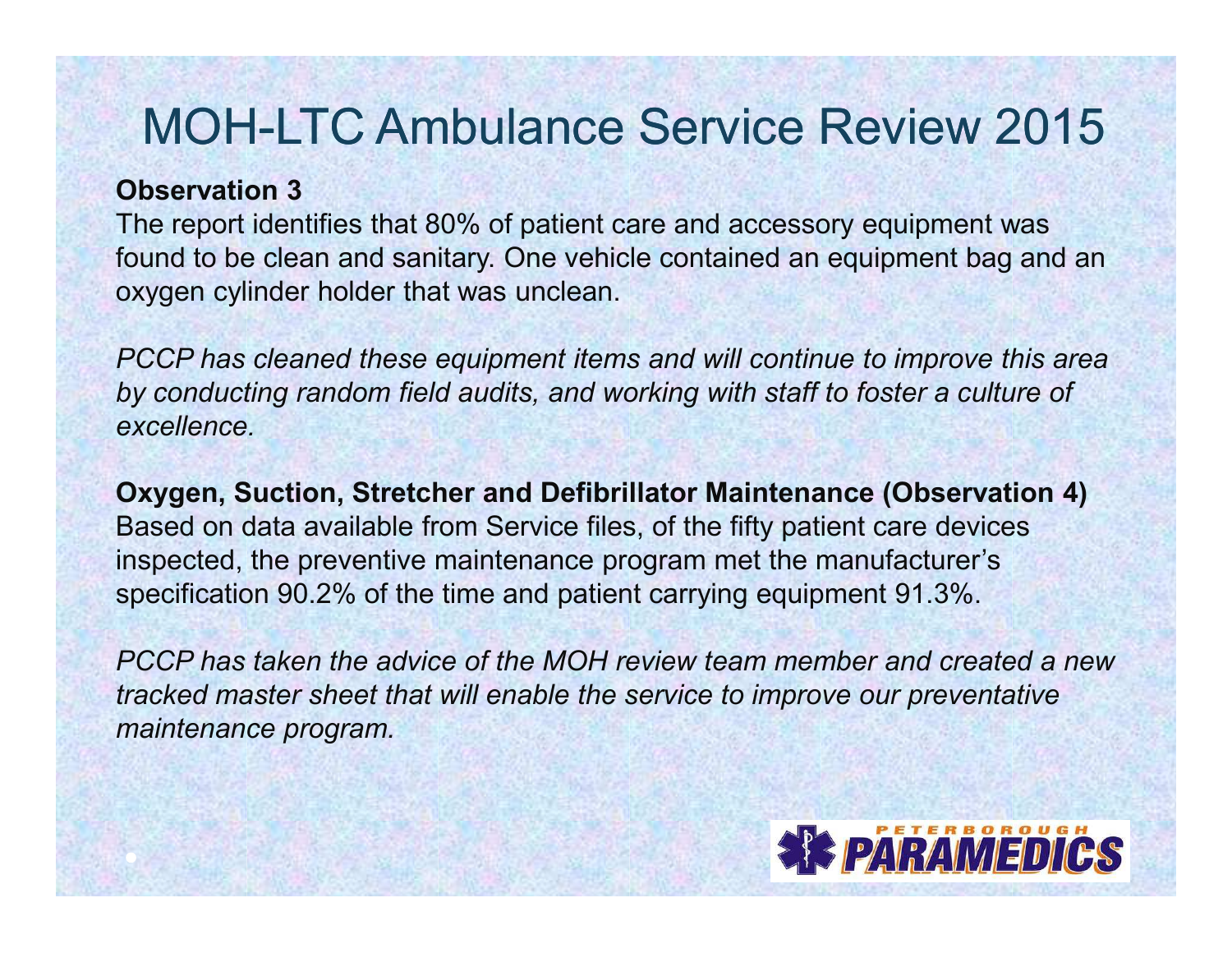# MOH-LTC Ambulance Service Review 2015

**Observation 3**

The report identifies that 80% of patient care and accessory equipment was found to be clean and sanitary. One vehicle contained an equipment bag and an oxygen cylinder holder that was unclean.

*PCCP has cleaned these equipment items and will continue to improve this area by conducting random field audits, and working with staff to foster a culture of excellence.*

**Oxygen, Suction, Stretcher and Defibrillator Maintenance (Observation 4)**

Based on data available from Service files, of the fifty patient care devices inspected, the preventive maintenance program met the manufacturer's specification 90.2% of the time and patient carrying equipment 91.3%.

*PCCP has taken the advice of the MOH review team member and created a new tracked master sheet that will enable the service to improve our preventative maintenance program.*

PETERBOROUGH PARAMEDICS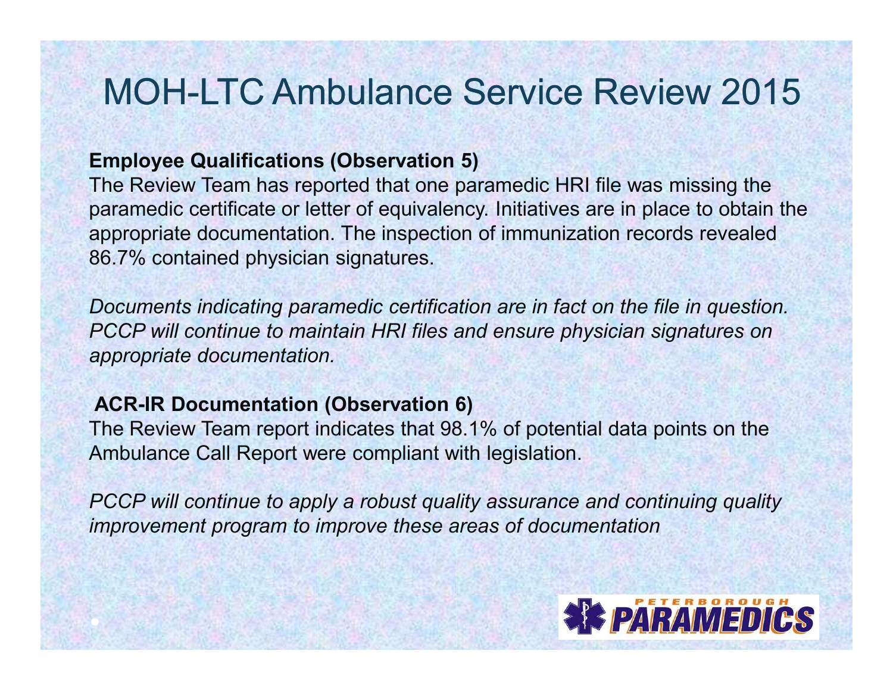# MOH-LTC Ambulance Service Review 2015

**Employee Qualifications (Observation 5)**

The Review Team has reported that one paramedic HRI file was missing the paramedic certificate or letter of equivalency. Initiatives are in place to obtain the appropriate documentation. The inspection of immunization records revealed 86.7% contained physician signatures.

*Documents indicating paramedic certification are in fact on the file in question. PCCP will continue to maintain HRI files and ensure physician signatures on appropriate documentation.*

**ACR-IR Documentation (Observation 6)**

The Review Team report indicates that 98.1% of potential data points on the Ambulance Call Report were compliant with legislation.

*PCCP will continue to apply a robust quality assurance and continuing quality improvement program to improve these areas of documentation*

PETERBOROUGH PARAMEDICS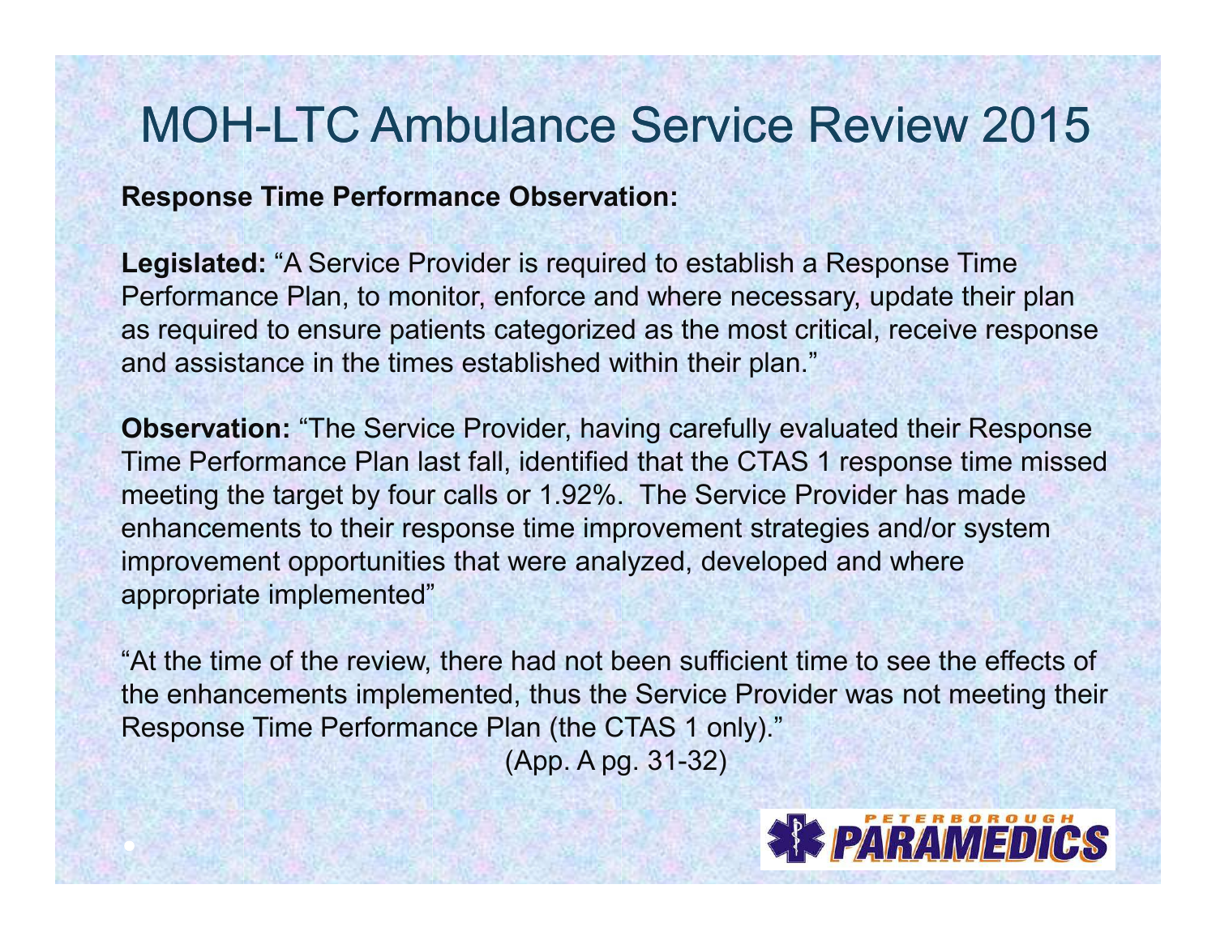# MOH-LTC Ambulance Service Review 2015

**Response Time Performance Observation:**

**Legislated:** "A Service Provider is required to establish a Response Time Performance Plan, to monitor, enforce and where necessary, update their plan as required to ensure patients categorized as the most critical, receive response and assistance in the times established within their plan."

**Observation:** "The Service Provider, having carefully evaluated their Response Time Performance Plan last fall, identified that the CTAS 1 response time missed meeting the target by four calls or 1.92%. The Service Provider has made enhancements to their response time improvement strategies and/or system improvement opportunities that were analyzed, developed and where appropriate implemented"

"At the time of the review, there had not been sufficient time to see the effects of the enhancements implemented, thus the Service Provider was not meeting their Response Time Performance Plan (the CTAS 1 only)."

(App. A pg. 31-32)

PETERBOROUGH PARAMEDICS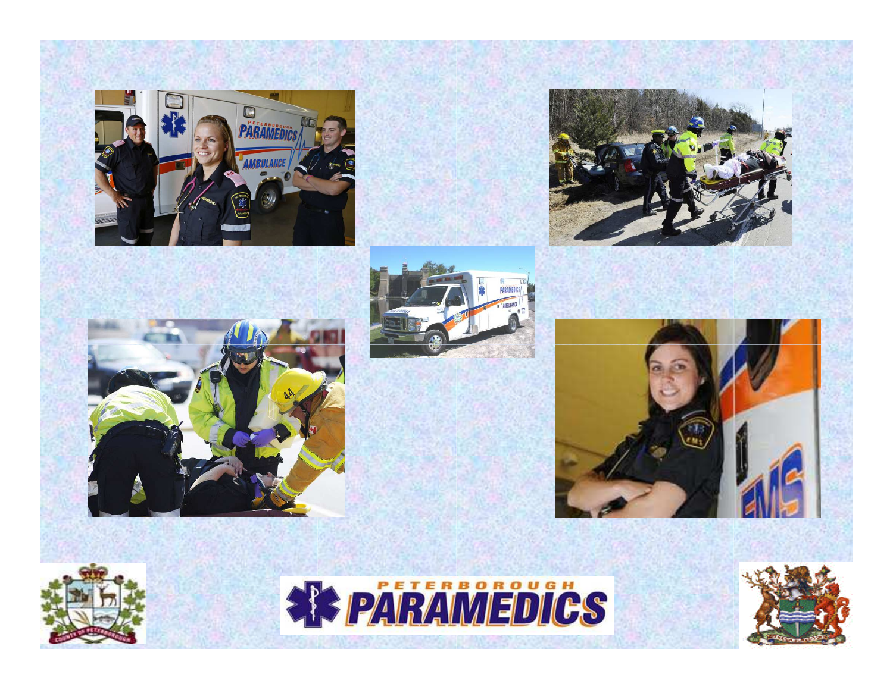PETERBOROUGH PARAMEDICS